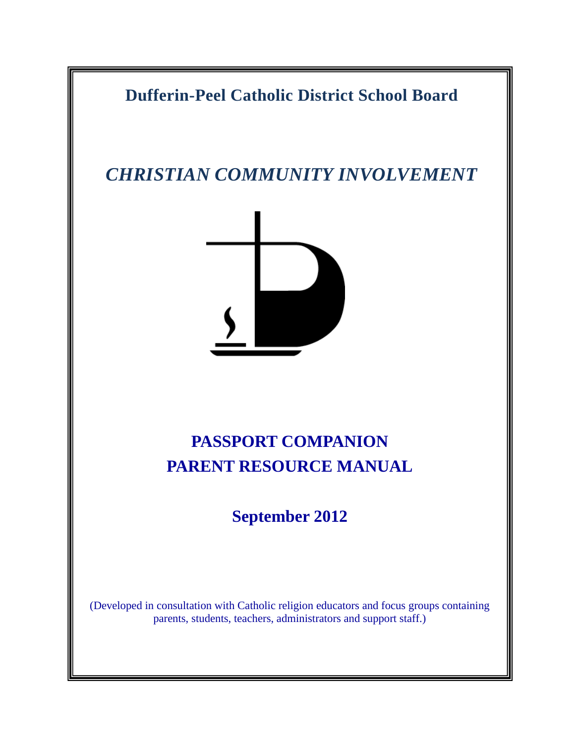# Dufferin-Peel Catholic District School Board

## *CHRISTIAN COMMUNITY INVOLVEMENT*

## PASSPORT COMPANION
## PARENT RESOURCE MANUAL

**September 2012**

(Developed in consultation with Catholic religion educators and focus groups containing parents, students, teachers, administrators and support staff.)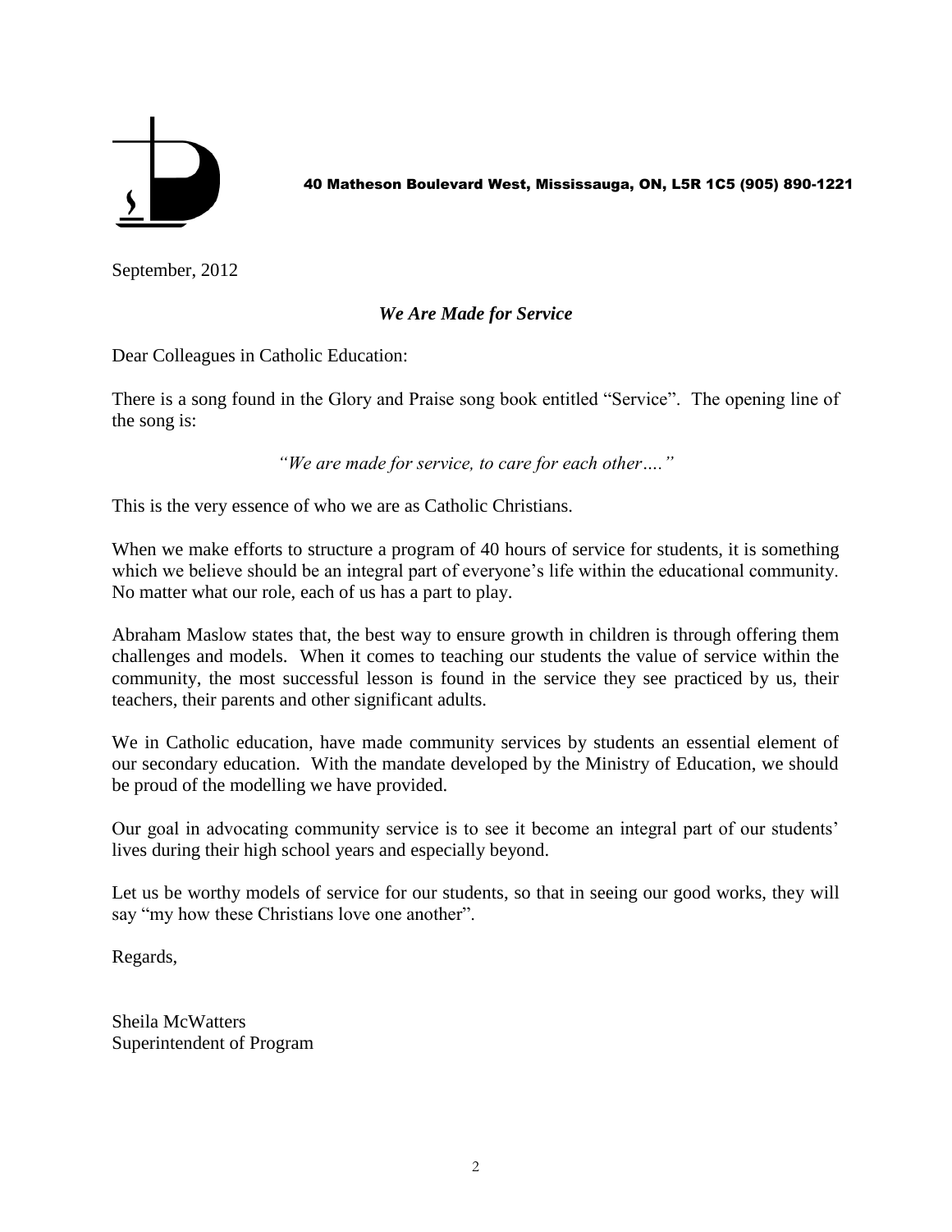40 Matheson Boulevard West, Mississauga, ON, L5R 1C5 (905) 890-1221

September, 2012

***We Are Made for Service***

Dear Colleagues in Catholic Education:

There is a song found in the Glory and Praise song book entitled "Service". The opening line of the song is:

*"We are made for service, to care for each other…."*

This is the very essence of who we are as Catholic Christians.

When we make efforts to structure a program of 40 hours of service for students, it is something which we believe should be an integral part of everyone's life within the educational community. No matter what our role, each of us has a part to play.

Abraham Maslow states that, the best way to ensure growth in children is through offering them challenges and models. When it comes to teaching our students the value of service within the community, the most successful lesson is found in the service they see practiced by us, their teachers, their parents and other significant adults.

We in Catholic education, have made community services by students an essential element of our secondary education. With the mandate developed by the Ministry of Education, we should be proud of the modelling we have provided.

Our goal in advocating community service is to see it become an integral part of our students' lives during their high school years and especially beyond.

Let us be worthy models of service for our students, so that in seeing our good works, they will say "my how these Christians love one another".

Regards,

Sheila McWatters
Superintendent of Program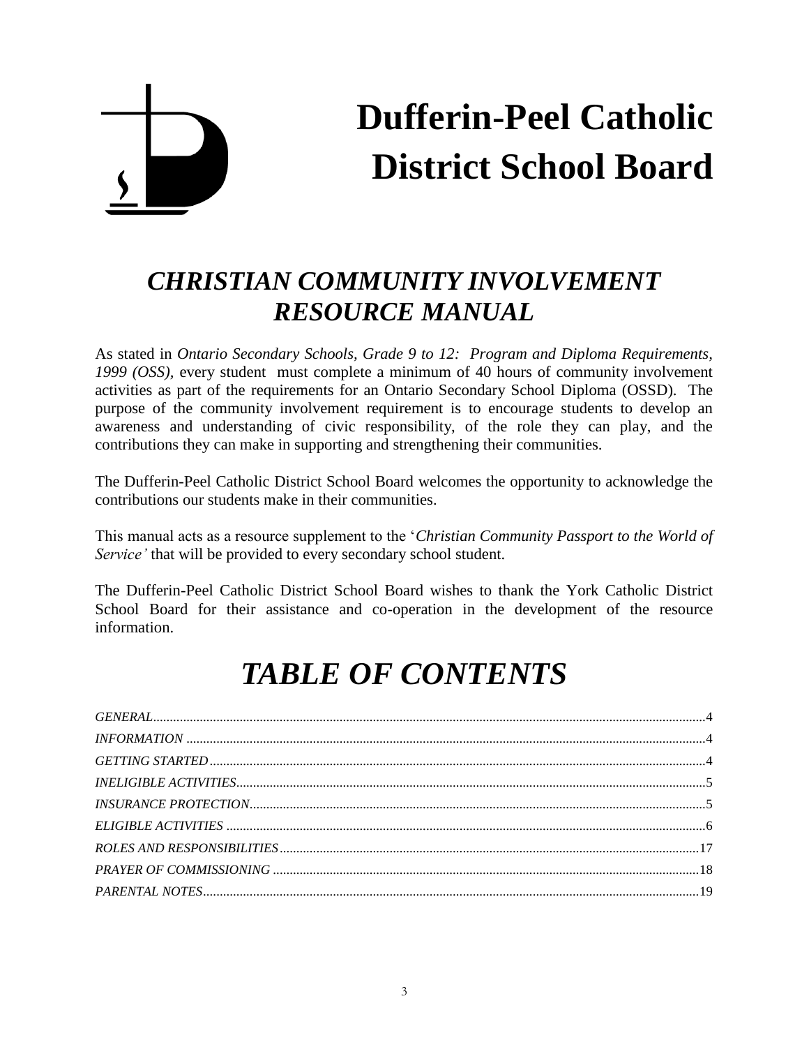# Dufferin-Peel Catholic District School Board

## *CHRISTIAN COMMUNITY INVOLVEMENT RESOURCE MANUAL*

As stated in *Ontario Secondary Schools, Grade 9 to 12: Program and Diploma Requirements, 1999 (OSS),* every student must complete a minimum of 40 hours of community involvement activities as part of the requirements for an Ontario Secondary School Diploma (OSSD). The purpose of the community involvement requirement is to encourage students to develop an awareness and understanding of civic responsibility, of the role they can play, and the contributions they can make in supporting and strengthening their communities.

The Dufferin-Peel Catholic District School Board welcomes the opportunity to acknowledge the contributions our students make in their communities.

This manual acts as a resource supplement to the '*Christian Community Passport to the World of Service'* that will be provided to every secondary school student.

The Dufferin-Peel Catholic District School Board wishes to thank the York Catholic District School Board for their assistance and co-operation in the development of the resource information.

## *TABLE OF CONTENTS*

*GENERAL*....................................................................4
*INFORMATION*............................................................4
*GETTING STARTED*....................................................4
*INELIGIBLE ACTIVITIES*............................................5
*INSURANCE PROTECTION*..........................................5
*ELIGIBLE ACTIVITIES*...............................................6
*ROLES AND RESPONSIBILITIES*...............................17
*PRAYER OF COMMISSIONING*...................................18
*PARENTAL NOTES*......................................................19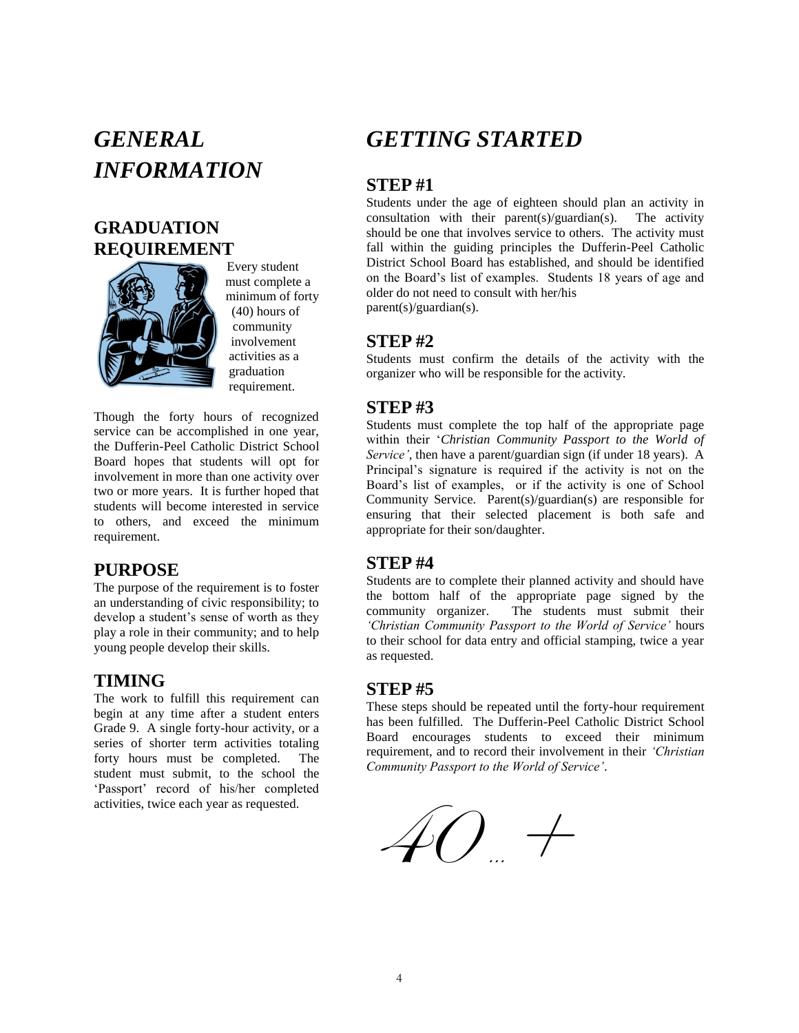# GENERAL INFORMATION

## GRADUATION REQUIREMENT

Every student must complete a minimum of forty (40) hours of community involvement activities as a graduation requirement.

Though the forty hours of recognized service can be accomplished in one year, the Dufferin-Peel Catholic District School Board hopes that students will opt for involvement in more than one activity over two or more years. It is further hoped that students will become interested in service to others, and exceed the minimum requirement.

## PURPOSE

The purpose of the requirement is to foster an understanding of civic responsibility; to develop a student's sense of worth as they play a role in their community; and to help young people develop their skills.

## TIMING

The work to fulfill this requirement can begin at any time after a student enters Grade 9. A single forty-hour activity, or a series of shorter term activities totaling forty hours must be completed. The student must submit, to the school the 'Passport' record of his/her completed activities, twice each year as requested.

# GETTING STARTED

## STEP #1

Students under the age of eighteen should plan an activity in consultation with their parent(s)/guardian(s). The activity should be one that involves service to others. The activity must fall within the guiding principles the Dufferin-Peel Catholic District School Board has established, and should be identified on the Board's list of examples. Students 18 years of age and older do not need to consult with her/his parent(s)/guardian(s).

## STEP #2

Students must confirm the details of the activity with the organizer who will be responsible for the activity.

## STEP #3

Students must complete the top half of the appropriate page within their '*Christian Community Passport to the World of Service'*, then have a parent/guardian sign (if under 18 years). A Principal's signature is required if the activity is not on the Board's list of examples, or if the activity is one of School Community Service. Parent(s)/guardian(s) are responsible for ensuring that their selected placement is both safe and appropriate for their son/daughter.

## STEP #4

Students are to complete their planned activity and should have the bottom half of the appropriate page signed by the community organizer. The students must submit their *'Christian Community Passport to the World of Service'* hours to their school for data entry and official stamping, twice a year as requested.

## STEP #5

These steps should be repeated until the forty-hour requirement has been fulfilled. The Dufferin-Peel Catholic District School Board encourages students to exceed their minimum requirement, and to record their involvement in their *'Christian Community Passport to the World of Service'*.

*40… +*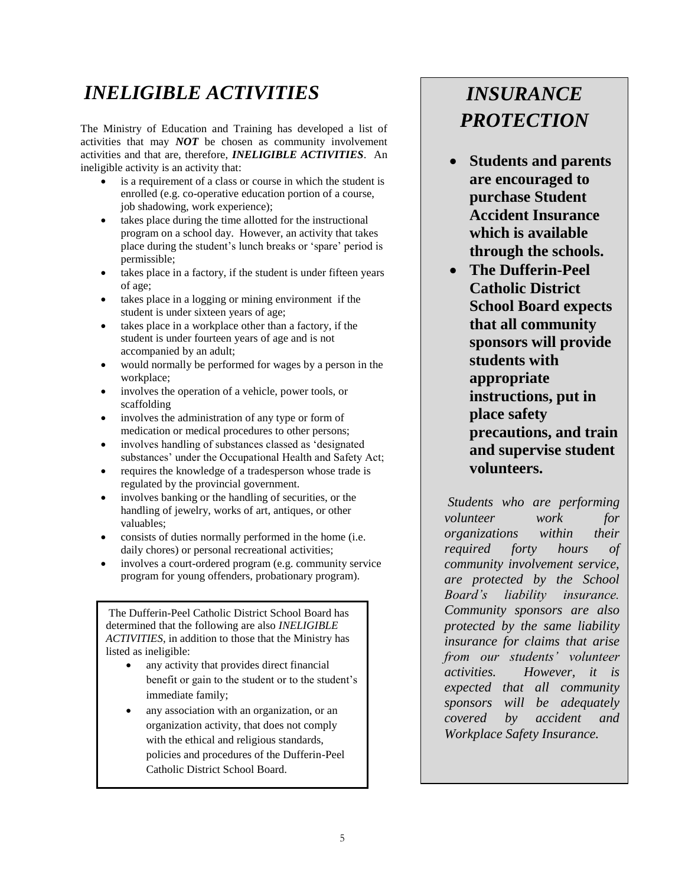# *INELIGIBLE ACTIVITIES*

The Ministry of Education and Training has developed a list of activities that may ***NOT*** be chosen as community involvement activities and that are, therefore, ***INELIGIBLE ACTIVITIES***. An ineligible activity is an activity that:

- is a requirement of a class or course in which the student is enrolled (e.g. co-operative education portion of a course, job shadowing, work experience);
- takes place during the time allotted for the instructional program on a school day. However, an activity that takes place during the student's lunch breaks or 'spare' period is permissible;
- takes place in a factory, if the student is under fifteen years of age;
- takes place in a logging or mining environment if the student is under sixteen years of age;
- takes place in a workplace other than a factory, if the student is under fourteen years of age and is not accompanied by an adult;
- would normally be performed for wages by a person in the workplace;
- involves the operation of a vehicle, power tools, or scaffolding
- involves the administration of any type or form of medication or medical procedures to other persons;
- involves handling of substances classed as 'designated substances' under the Occupational Health and Safety Act;
- requires the knowledge of a tradesperson whose trade is regulated by the provincial government.
- involves banking or the handling of securities, or the handling of jewelry, works of art, antiques, or other valuables;
- consists of duties normally performed in the home (i.e. daily chores) or personal recreational activities;
- involves a court-ordered program (e.g. community service program for young offenders, probationary program).

The Dufferin-Peel Catholic District School Board has determined that the following are also *INELIGIBLE ACTIVITIES*, in addition to those that the Ministry has listed as ineligible:

- any activity that provides direct financial benefit or gain to the student or to the student's immediate family;
- any association with an organization, or an organization activity, that does not comply with the ethical and religious standards, policies and procedures of the Dufferin-Peel Catholic District School Board.

# *INSURANCE PROTECTION*

- **Students and parents are encouraged to purchase Student Accident Insurance which is available through the schools.**
- **The Dufferin-Peel Catholic District School Board expects that all community sponsors will provide students with appropriate instructions, put in place safety precautions, and train and supervise student volunteers.**

*Students who are performing volunteer work for organizations within their required forty hours of community involvement service, are protected by the School Board's liability insurance. Community sponsors are also protected by the same liability insurance for claims that arise from our students' volunteer activities. However, it is expected that all community sponsors will be adequately covered by accident and Workplace Safety Insurance.*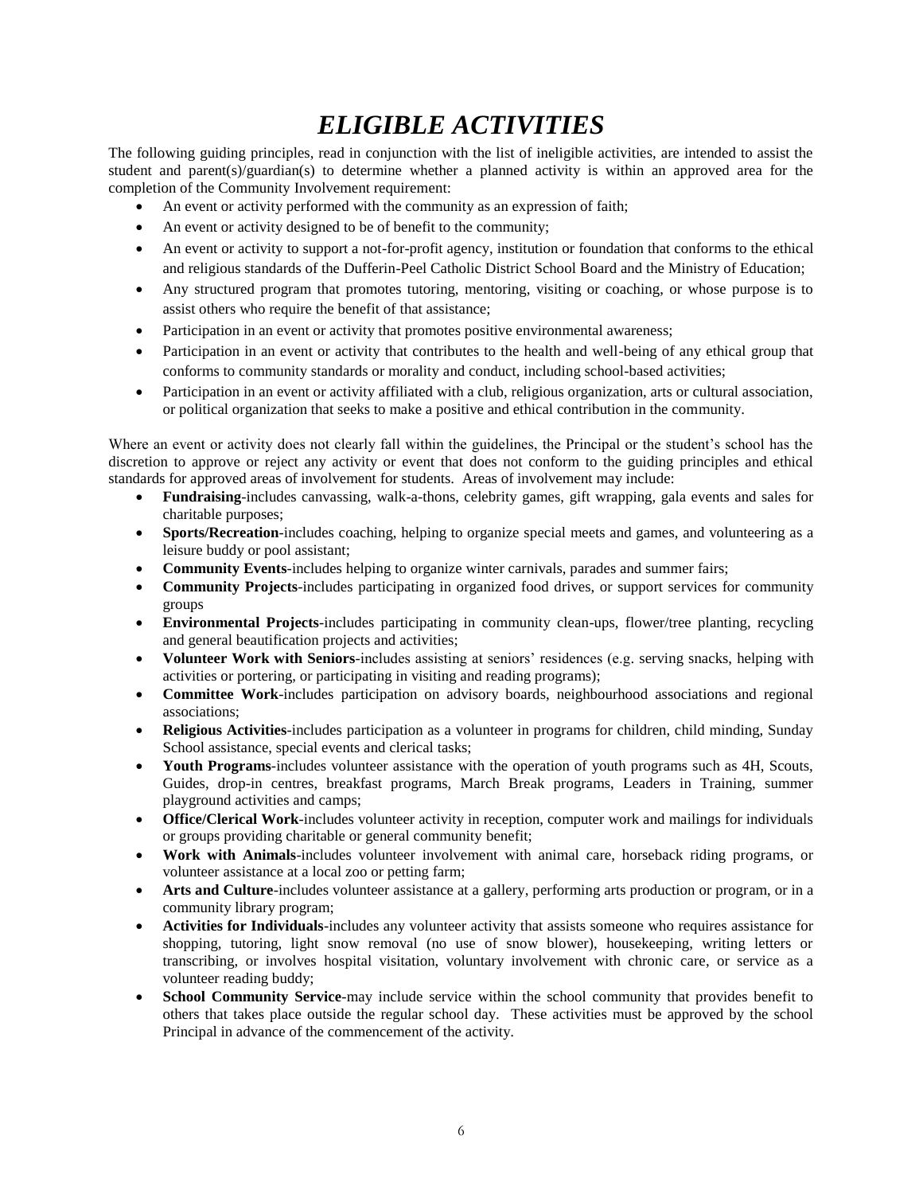# *ELIGIBLE ACTIVITIES*

The following guiding principles, read in conjunction with the list of ineligible activities, are intended to assist the student and parent(s)/guardian(s) to determine whether a planned activity is within an approved area for the completion of the Community Involvement requirement:

- An event or activity performed with the community as an expression of faith;
- An event or activity designed to be of benefit to the community;
- An event or activity to support a not-for-profit agency, institution or foundation that conforms to the ethical and religious standards of the Dufferin-Peel Catholic District School Board and the Ministry of Education;
- Any structured program that promotes tutoring, mentoring, visiting or coaching, or whose purpose is to assist others who require the benefit of that assistance;
- Participation in an event or activity that promotes positive environmental awareness;
- Participation in an event or activity that contributes to the health and well-being of any ethical group that conforms to community standards or morality and conduct, including school-based activities;
- Participation in an event or activity affiliated with a club, religious organization, arts or cultural association, or political organization that seeks to make a positive and ethical contribution in the community.

Where an event or activity does not clearly fall within the guidelines, the Principal or the student's school has the discretion to approve or reject any activity or event that does not conform to the guiding principles and ethical standards for approved areas of involvement for students. Areas of involvement may include:

- **Fundraising**-includes canvassing, walk-a-thons, celebrity games, gift wrapping, gala events and sales for charitable purposes;
- **Sports/Recreation**-includes coaching, helping to organize special meets and games, and volunteering as a leisure buddy or pool assistant;
- **Community Events**-includes helping to organize winter carnivals, parades and summer fairs;
- **Community Projects**-includes participating in organized food drives, or support services for community groups
- **Environmental Projects**-includes participating in community clean-ups, flower/tree planting, recycling and general beautification projects and activities;
- **Volunteer Work with Seniors**-includes assisting at seniors' residences (e.g. serving snacks, helping with activities or portering, or participating in visiting and reading programs);
- **Committee Work**-includes participation on advisory boards, neighbourhood associations and regional associations;
- **Religious Activities**-includes participation as a volunteer in programs for children, child minding, Sunday School assistance, special events and clerical tasks;
- **Youth Programs**-includes volunteer assistance with the operation of youth programs such as 4H, Scouts, Guides, drop-in centres, breakfast programs, March Break programs, Leaders in Training, summer playground activities and camps;
- **Office/Clerical Work**-includes volunteer activity in reception, computer work and mailings for individuals or groups providing charitable or general community benefit;
- **Work with Animals**-includes volunteer involvement with animal care, horseback riding programs, or volunteer assistance at a local zoo or petting farm;
- **Arts and Culture**-includes volunteer assistance at a gallery, performing arts production or program, or in a community library program;
- **Activities for Individuals**-includes any volunteer activity that assists someone who requires assistance for shopping, tutoring, light snow removal (no use of snow blower), housekeeping, writing letters or transcribing, or involves hospital visitation, voluntary involvement with chronic care, or service as a volunteer reading buddy;
- **School Community Service**-may include service within the school community that provides benefit to others that takes place outside the regular school day. These activities must be approved by the school Principal in advance of the commencement of the activity.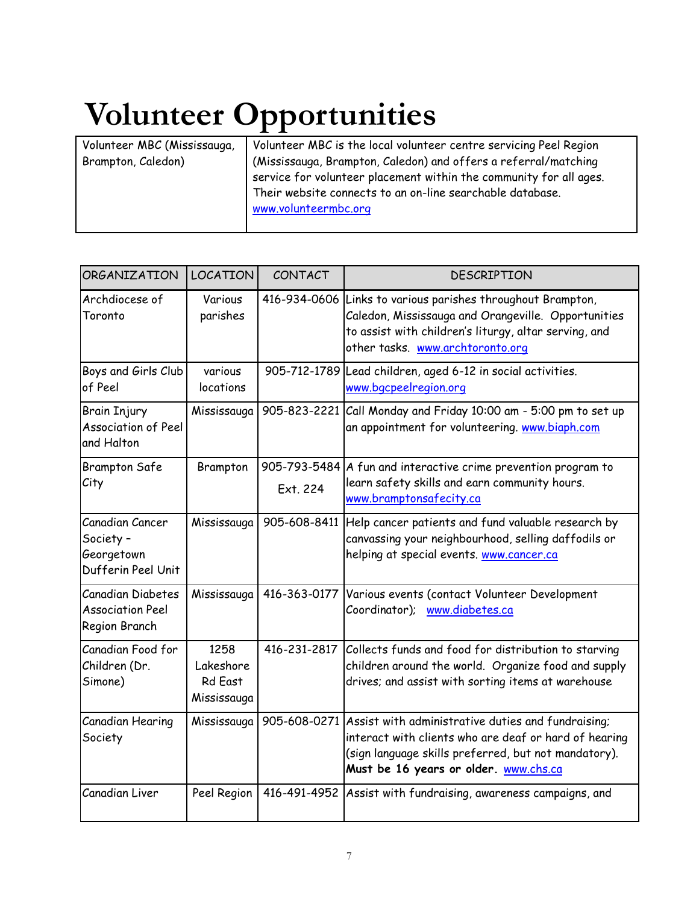# Volunteer Opportunities

| Volunteer MBC (Mississauga, Brampton, Caledon) | Volunteer MBC is the local volunteer centre servicing Peel Region (Mississauga, Brampton, Caledon) and offers a referral/matching service for volunteer placement within the community for all ages. Their website connects to an on-line searchable database. www.volunteermbc.org |
|---|---|

| ORGANIZATION | LOCATION | CONTACT | DESCRIPTION |
|---|---|---|---|
| Archdiocese of Toronto | Various parishes | 416-934-0606 | Links to various parishes throughout Brampton, Caledon, Mississauga and Orangeville. Opportunities to assist with children's liturgy, altar serving, and other tasks. www.archtoronto.org |
| Boys and Girls Club of Peel | various locations | 905-712-1789 | Lead children, aged 6-12 in social activities. www.bgcpeelregion.org |
| Brain Injury Association of Peel and Halton | Mississauga | 905-823-2221 | Call Monday and Friday 10:00 am - 5:00 pm to set up an appointment for volunteering. www.biaph.com |
| Brampton Safe City | Brampton | 905-793-5484 Ext. 224 | A fun and interactive crime prevention program to learn safety skills and earn community hours. www.bramptonsafecity.ca |
| Canadian Cancer Society – Georgetown Dufferin Peel Unit | Mississauga | 905-608-8411 | Help cancer patients and fund valuable research by canvassing your neighbourhood, selling daffodils or helping at special events. www.cancer.ca |
| Canadian Diabetes Association Peel Region Branch | Mississauga | 416-363-0177 | Various events (contact Volunteer Development Coordinator); www.diabetes.ca |
| Canadian Food for Children (Dr. Simone) | 1258 Lakeshore Rd East Mississauga | 416-231-2817 | Collects funds and food for distribution to starving children around the world. Organize food and supply drives; and assist with sorting items at warehouse |
| Canadian Hearing Society | Mississauga | 905-608-0271 | Assist with administrative duties and fundraising; interact with clients who are deaf or hard of hearing (sign language skills preferred, but not mandatory). **Must be 16 years or older.** www.chs.ca |
| Canadian Liver | Peel Region | 416-491-4952 | Assist with fundraising, awareness campaigns, and |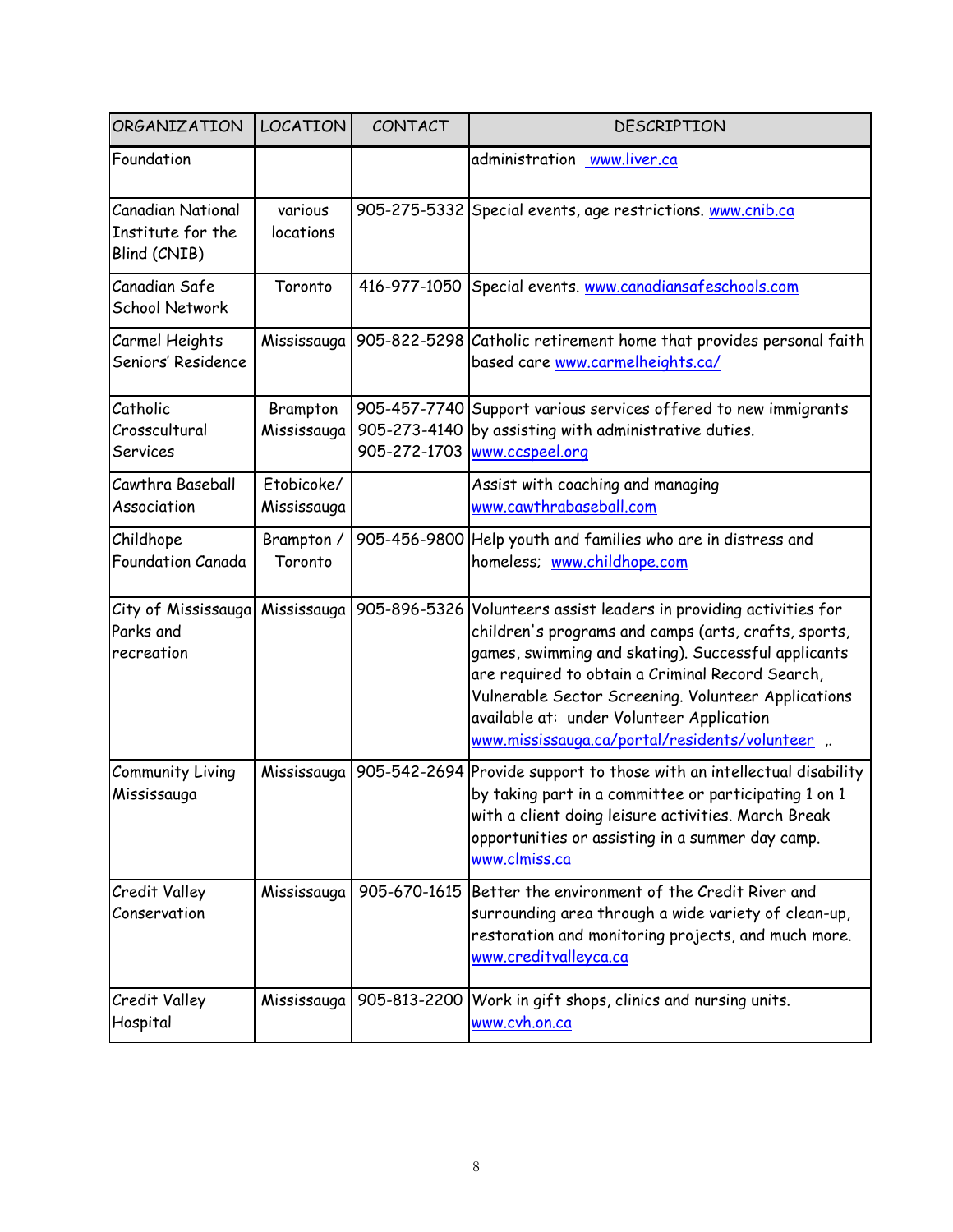| ORGANIZATION | LOCATION | CONTACT | DESCRIPTION |
|---|---|---|---|
| Foundation | | | administration www.liver.ca |
| Canadian National Institute for the Blind (CNIB) | various locations | 905-275-5332 | Special events, age restrictions. www.cnib.ca |
| Canadian Safe School Network | Toronto | 416-977-1050 | Special events. www.canadiansafeschools.com |
| Carmel Heights Seniors' Residence | Mississauga | 905-822-5298 | Catholic retirement home that provides personal faith based care www.carmelheights.ca/ |
| Catholic Crosscultural Services | Brampton Mississauga | 905-457-7740 905-273-4140 905-272-1703 | Support various services offered to new immigrants by assisting with administrative duties. www.ccspeel.org |
| Cawthra Baseball Association | Etobicoke/ Mississauga | | Assist with coaching and managing www.cawthrabaseball.com |
| Childhope Foundation Canada | Brampton / Toronto | 905-456-9800 | Help youth and families who are in distress and homeless; www.childhope.com |
| City of Mississauga Parks and recreation | Mississauga | 905-896-5326 | Volunteers assist leaders in providing activities for children's programs and camps (arts, crafts, sports, games, swimming and skating). Successful applicants are required to obtain a Criminal Record Search, Vulnerable Sector Screening. Volunteer Applications available at: under Volunteer Application www.mississauga.ca/portal/residents/volunteer ,. |
| Community Living Mississauga | Mississauga | 905-542-2694 | Provide support to those with an intellectual disability by taking part in a committee or participating 1 on 1 with a client doing leisure activities. March Break opportunities or assisting in a summer day camp. www.clmiss.ca |
| Credit Valley Conservation | Mississauga | 905-670-1615 | Better the environment of the Credit River and surrounding area through a wide variety of clean-up, restoration and monitoring projects, and much more. www.creditvalleyca.ca |
| Credit Valley Hospital | Mississauga | 905-813-2200 | Work in gift shops, clinics and nursing units. www.cvh.on.ca |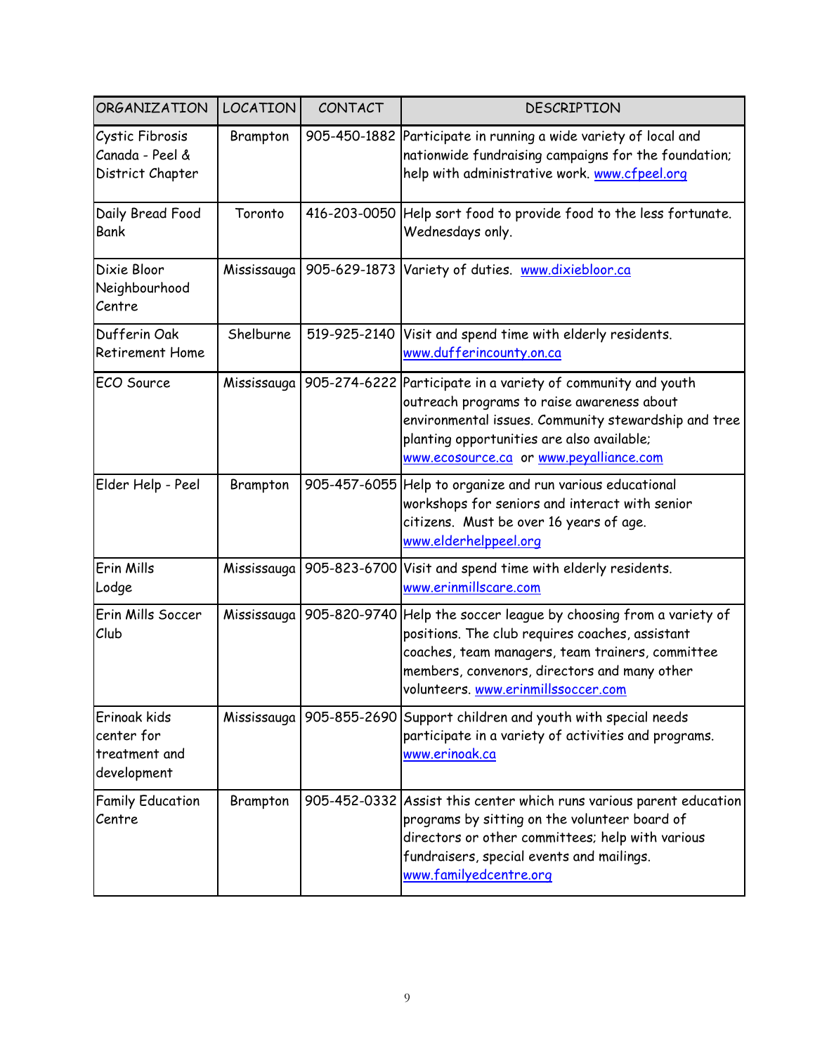| ORGANIZATION | LOCATION | CONTACT | DESCRIPTION |
|---|---|---|---|
| Cystic Fibrosis Canada - Peel & District Chapter | Brampton | 905-450-1882 | Participate in running a wide variety of local and nationwide fundraising campaigns for the foundation; help with administrative work. www.cfpeel.org |
| Daily Bread Food Bank | Toronto | 416-203-0050 | Help sort food to provide food to the less fortunate. Wednesdays only. |
| Dixie Bloor Neighbourhood Centre | Mississauga | 905-629-1873 | Variety of duties. www.dixiebloor.ca |
| Dufferin Oak Retirement Home | Shelburne | 519-925-2140 | Visit and spend time with elderly residents. www.dufferincounty.on.ca |
| ECO Source | Mississauga | 905-274-6222 | Participate in a variety of community and youth outreach programs to raise awareness about environmental issues. Community stewardship and tree planting opportunities are also available; www.ecosource.ca or www.peyalliance.com |
| Elder Help - Peel | Brampton | 905-457-6055 | Help to organize and run various educational workshops for seniors and interact with senior citizens. Must be over 16 years of age. www.elderhelppeel.org |
| Erin Mills Lodge | Mississauga | 905-823-6700 | Visit and spend time with elderly residents. www.erinmillscare.com |
| Erin Mills Soccer Club | Mississauga | 905-820-9740 | Help the soccer league by choosing from a variety of positions. The club requires coaches, assistant coaches, team managers, team trainers, committee members, convenors, directors and many other volunteers. www.erinmillssoccer.com |
| Erinoak kids center for treatment and development | Mississauga | 905-855-2690 | Support children and youth with special needs participate in a variety of activities and programs. www.erinoak.ca |
| Family Education Centre | Brampton | 905-452-0332 | Assist this center which runs various parent education programs by sitting on the volunteer board of directors or other committees; help with various fundraisers, special events and mailings. www.familyedcentre.org |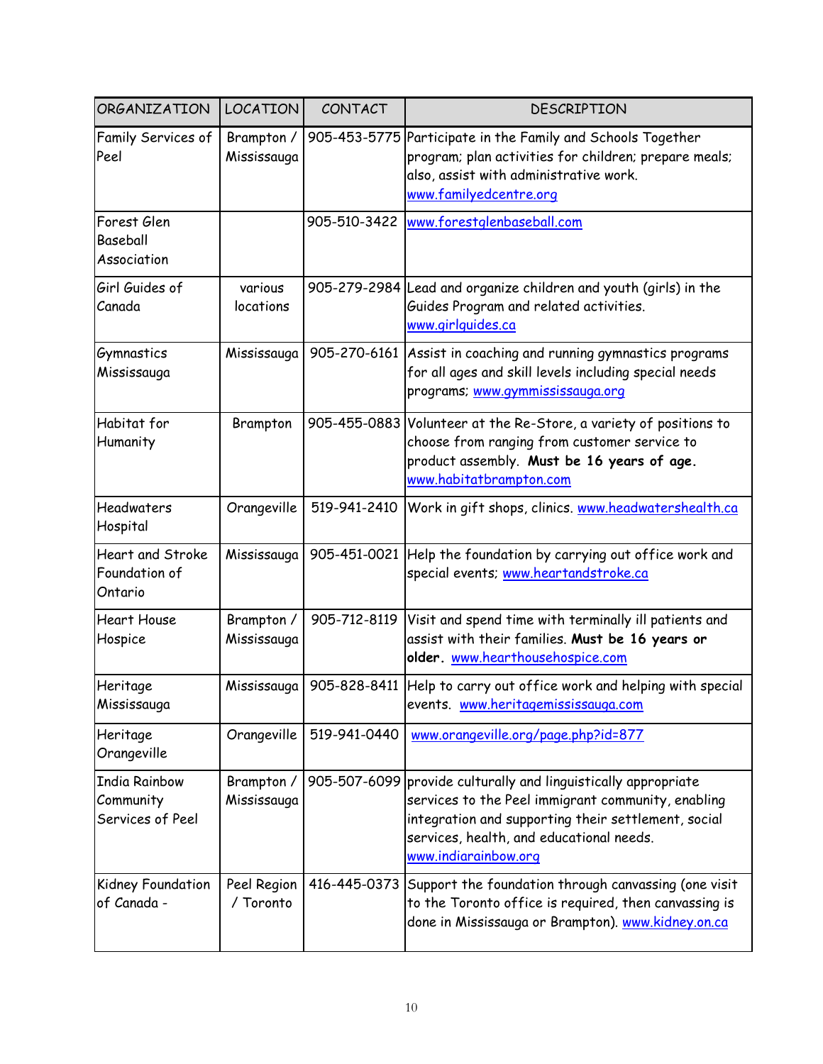| ORGANIZATION | LOCATION | CONTACT | DESCRIPTION |
|---|---|---|---|
| Family Services of Peel | Brampton / Mississauga | 905-453-5775 | Participate in the Family and Schools Together program; plan activities for children; prepare meals; also, assist with administrative work. www.familyedcentre.org |
| Forest Glen Baseball Association | | 905-510-3422 | www.forestglenbaseball.com |
| Girl Guides of Canada | various locations | 905-279-2984 | Lead and organize children and youth (girls) in the Guides Program and related activities. www.girlguides.ca |
| Gymnastics Mississauga | Mississauga | 905-270-6161 | Assist in coaching and running gymnastics programs for all ages and skill levels including special needs programs; www.gymmississauga.org |
| Habitat for Humanity | Brampton | 905-455-0883 | Volunteer at the Re-Store, a variety of positions to choose from ranging from customer service to product assembly. **Must be 16 years of age.** www.habitatbrampton.com |
| Headwaters Hospital | Orangeville | 519-941-2410 | Work in gift shops, clinics. www.headwatershealth.ca |
| Heart and Stroke Foundation of Ontario | Mississauga | 905-451-0021 | Help the foundation by carrying out office work and special events; www.heartandstroke.ca |
| Heart House Hospice | Brampton / Mississauga | 905-712-8119 | Visit and spend time with terminally ill patients and assist with their families. **Must be 16 years or older.** www.hearthousehospice.com |
| Heritage Mississauga | Mississauga | 905-828-8411 | Help to carry out office work and helping with special events. www.heritagemississauga.com |
| Heritage Orangeville | Orangeville | 519-941-0440 | www.orangeville.org/page.php?id=877 |
| India Rainbow Community Services of Peel | Brampton / Mississauga | 905-507-6099 | provide culturally and linguistically appropriate services to the Peel immigrant community, enabling integration and supporting their settlement, social services, health, and educational needs. www.indiarainbow.org |
| Kidney Foundation of Canada - | Peel Region / Toronto | 416-445-0373 | Support the foundation through canvassing (one visit to the Toronto office is required, then canvassing is done in Mississauga or Brampton). www.kidney.on.ca |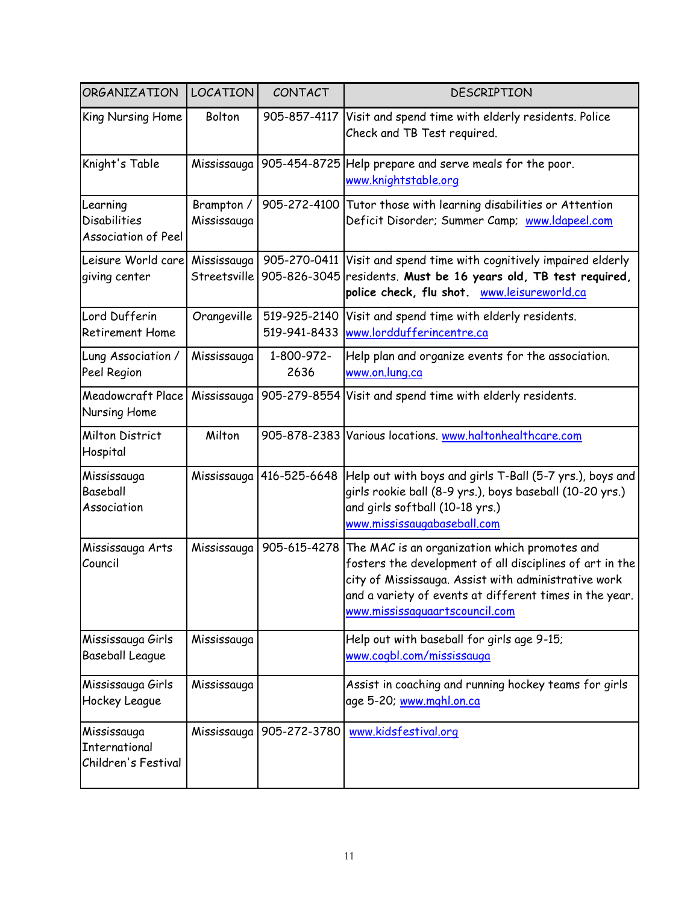| ORGANIZATION | LOCATION | CONTACT | DESCRIPTION |
|---|---|---|---|
| King Nursing Home | Bolton | 905-857-4117 | Visit and spend time with elderly residents. Police Check and TB Test required. |
| Knight's Table | Mississauga | 905-454-8725 | Help prepare and serve meals for the poor. www.knightstable.org |
| Learning Disabilities Association of Peel | Brampton / Mississauga | 905-272-4100 | Tutor those with learning disabilities or Attention Deficit Disorder; Summer Camp; www.ldapeel.com |
| Leisure World care giving center | Mississauga Streetsville | 905-270-0411 905-826-3045 | Visit and spend time with cognitively impaired elderly residents. **Must be 16 years old, TB test required, police check, flu shot.** www.leisureworld.ca |
| Lord Dufferin Retirement Home | Orangeville | 519-925-2140 519-941-8433 | Visit and spend time with elderly residents. www.lorddufferincentre.ca |
| Lung Association / Peel Region | Mississauga | 1-800-972-2636 | Help plan and organize events for the association. www.on.lung.ca |
| Meadowcraft Place Nursing Home | Mississauga | 905-279-8554 | Visit and spend time with elderly residents. |
| Milton District Hospital | Milton | 905-878-2383 | Various locations. www.haltonhealthcare.com |
| Mississauga Baseball Association | Mississauga | 416-525-6648 | Help out with boys and girls T-Ball (5-7 yrs.), boys and girls rookie ball (8-9 yrs.), boys baseball (10-20 yrs.) and girls softball (10-18 yrs.) www.mississaugabaseball.com |
| Mississauga Arts Council | Mississauga | 905-615-4278 | The MAC is an organization which promotes and fosters the development of all disciplines of art in the city of Mississauga. Assist with administrative work and a variety of events at different times in the year. www.mississaguaartscouncil.com |
| Mississauga Girls Baseball League | Mississauga | | Help out with baseball for girls age 9-15; www.cogbl.com/mississauga |
| Mississauga Girls Hockey League | Mississauga | | Assist in coaching and running hockey teams for girls age 5-20; www.mghl.on.ca |
| Mississauga International Children's Festival | Mississauga | 905-272-3780 | www.kidsfestival.org |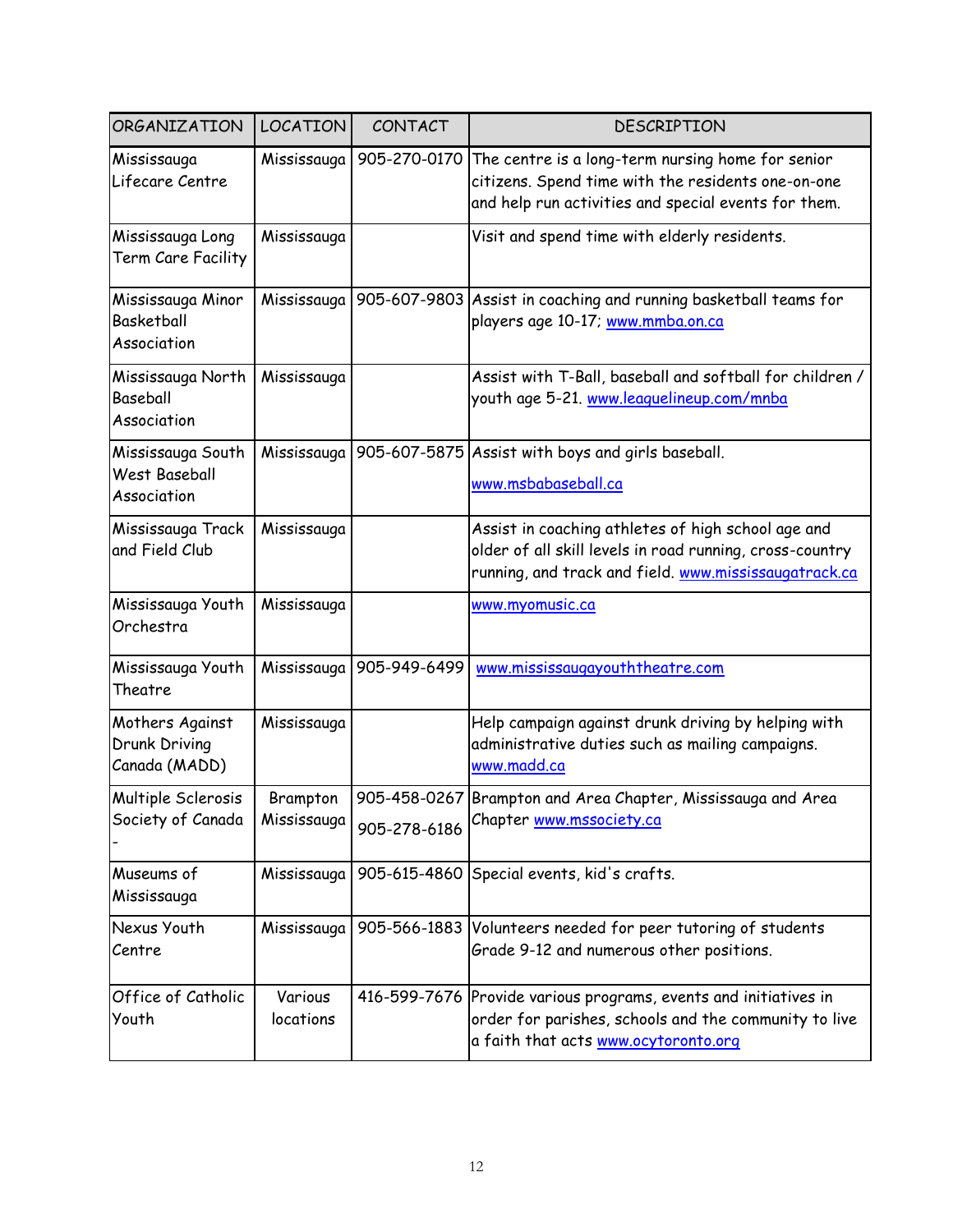| ORGANIZATION | LOCATION | CONTACT | DESCRIPTION |
|---|---|---|---|
| Mississauga Lifecare Centre | Mississauga | 905-270-0170 | The centre is a long-term nursing home for senior citizens. Spend time with the residents one-on-one and help run activities and special events for them. |
| Mississauga Long Term Care Facility | Mississauga | | Visit and spend time with elderly residents. |
| Mississauga Minor Basketball Association | Mississauga | 905-607-9803 | Assist in coaching and running basketball teams for players age 10-17; www.mmba.on.ca |
| Mississauga North Baseball Association | Mississauga | | Assist with T-Ball, baseball and softball for children / youth age 5-21. www.leaguelineup.com/mnba |
| Mississauga South West Baseball Association | Mississauga | 905-607-5875 | Assist with boys and girls baseball. www.msbabaseball.ca |
| Mississauga Track and Field Club | Mississauga | | Assist in coaching athletes of high school age and older of all skill levels in road running, cross-country running, and track and field. www.mississaugatrack.ca |
| Mississauga Youth Orchestra | Mississauga | | www.myomusic.ca |
| Mississauga Youth Theatre | Mississauga | 905-949-6499 | www.mississaugayouththeatre.com |
| Mothers Against Drunk Driving Canada (MADD) | Mississauga | | Help campaign against drunk driving by helping with administrative duties such as mailing campaigns. www.madd.ca |
| Multiple Sclerosis Society of Canada - | Brampton Mississauga | 905-458-0267 905-278-6186 | Brampton and Area Chapter, Mississauga and Area Chapter www.mssociety.ca |
| Museums of Mississauga | Mississauga | 905-615-4860 | Special events, kid's crafts. |
| Nexus Youth Centre | Mississauga | 905-566-1883 | Volunteers needed for peer tutoring of students Grade 9-12 and numerous other positions. |
| Office of Catholic Youth | Various locations | 416-599-7676 | Provide various programs, events and initiatives in order for parishes, schools and the community to live a faith that acts www.ocytoronto.org |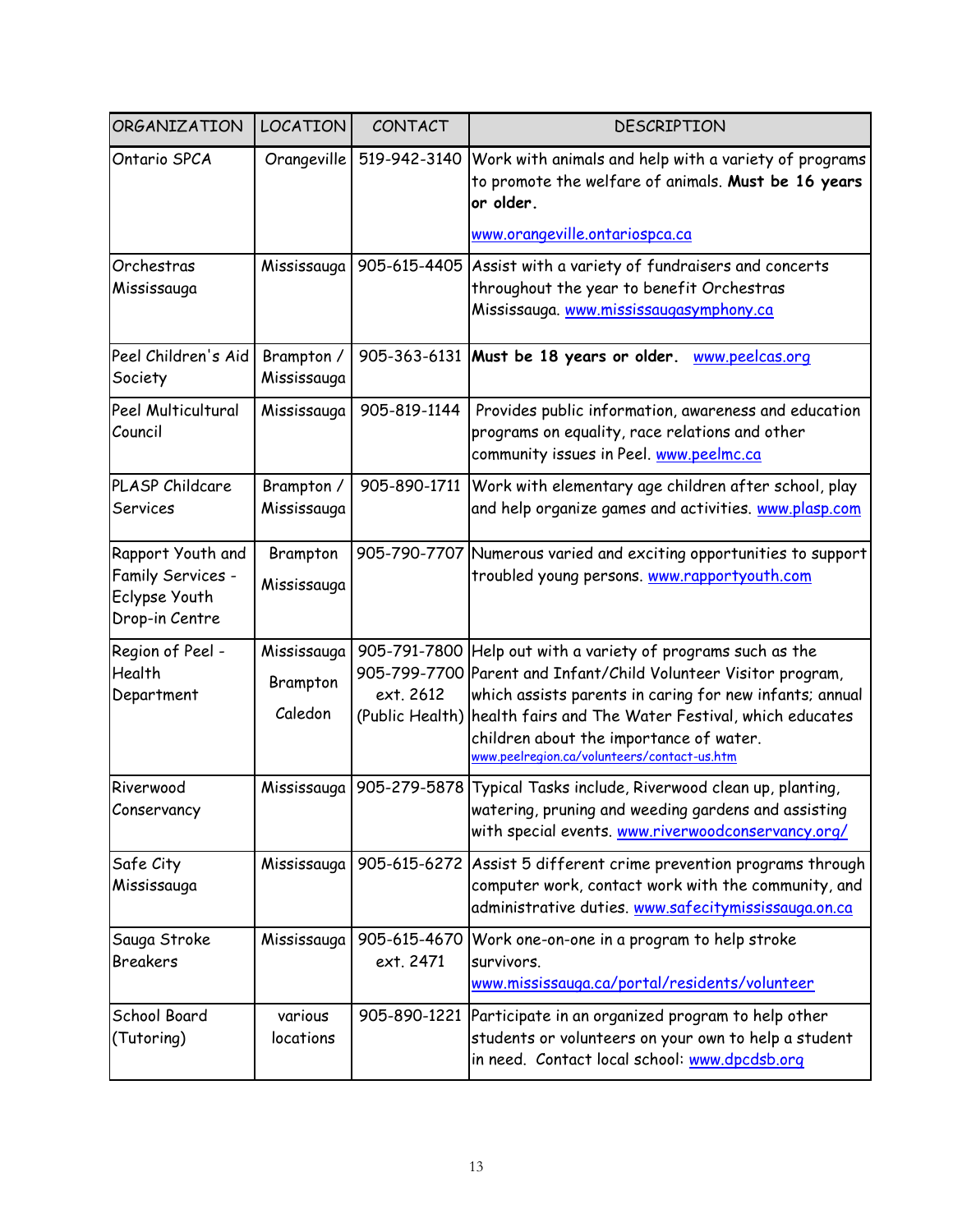| ORGANIZATION | LOCATION | CONTACT | DESCRIPTION |
|---|---|---|---|
| Ontario SPCA | Orangeville | 519-942-3140 | Work with animals and help with a variety of programs to promote the welfare of animals. **Must be 16 years or older.** www.orangeville.ontariospca.ca |
| Orchestras Mississauga | Mississauga | 905-615-4405 | Assist with a variety of fundraisers and concerts throughout the year to benefit Orchestras Mississauga. www.mississaugasymphony.ca |
| Peel Children's Aid Society | Brampton / Mississauga | 905-363-6131 | **Must be 18 years or older.** www.peelcas.org |
| Peel Multicultural Council | Mississauga | 905-819-1144 | Provides public information, awareness and education programs on equality, race relations and other community issues in Peel. www.peelmc.ca |
| PLASP Childcare Services | Brampton / Mississauga | 905-890-1711 | Work with elementary age children after school, play and help organize games and activities. www.plasp.com |
| Rapport Youth and Family Services - Eclypse Youth Drop-in Centre | Brampton Mississauga | 905-790-7707 | Numerous varied and exciting opportunities to support troubled young persons. www.rapportyouth.com |
| Region of Peel - Health Department | Mississauga Brampton Caledon | 905-791-7800 905-799-7700 ext. 2612 (Public Health) | Help out with a variety of programs such as the Parent and Infant/Child Volunteer Visitor program, which assists parents in caring for new infants; annual health fairs and The Water Festival, which educates children about the importance of water. www.peelregion.ca/volunteers/contact-us.htm |
| Riverwood Conservancy | Mississauga | 905-279-5878 | Typical Tasks include, Riverwood clean up, planting, watering, pruning and weeding gardens and assisting with special events. www.riverwoodconservancy.org/ |
| Safe City Mississauga | Mississauga | 905-615-6272 | Assist 5 different crime prevention programs through computer work, contact work with the community, and administrative duties. www.safecitymississauga.on.ca |
| Sauga Stroke Breakers | Mississauga | 905-615-4670 ext. 2471 | Work one-on-one in a program to help stroke survivors. www.mississauga.ca/portal/residents/volunteer |
| School Board (Tutoring) | various locations | 905-890-1221 | Participate in an organized program to help other students or volunteers on your own to help a student in need. Contact local school: www.dpcdsb.org |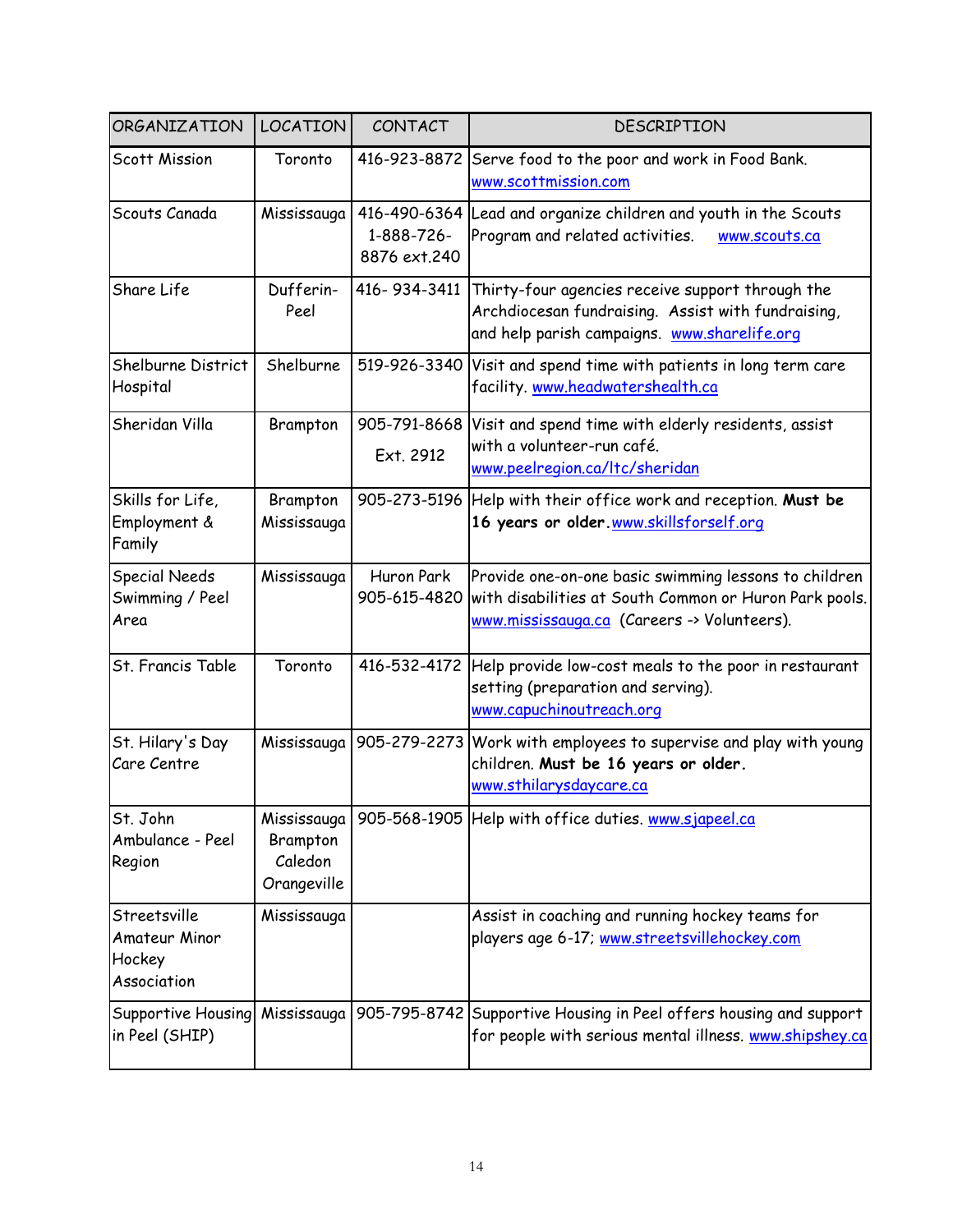| ORGANIZATION | LOCATION | CONTACT | DESCRIPTION |
|---|---|---|---|
| Scott Mission | Toronto | 416-923-8872 | Serve food to the poor and work in Food Bank. www.scottmission.com |
| Scouts Canada | Mississauga | 416-490-6364 1-888-726-8876 ext.240 | Lead and organize children and youth in the Scouts Program and related activities. www.scouts.ca |
| Share Life | Dufferin-Peel | 416- 934-3411 | Thirty-four agencies receive support through the Archdiocesan fundraising. Assist with fundraising, and help parish campaigns. www.sharelife.org |
| Shelburne District Hospital | Shelburne | 519-926-3340 | Visit and spend time with patients in long term care facility. www.headwatershealth.ca |
| Sheridan Villa | Brampton | 905-791-8668 Ext. 2912 | Visit and spend time with elderly residents, assist with a volunteer-run café. www.peelregion.ca/ltc/sheridan |
| Skills for Life, Employment & Family | Brampton Mississauga | 905-273-5196 | Help with their office work and reception. **Must be 16 years or older.** www.skillsforself.org |
| Special Needs Swimming / Peel Area | Mississauga | Huron Park 905-615-4820 | Provide one-on-one basic swimming lessons to children with disabilities at South Common or Huron Park pools. www.mississauga.ca (Careers -> Volunteers). |
| St. Francis Table | Toronto | 416-532-4172 | Help provide low-cost meals to the poor in restaurant setting (preparation and serving). www.capuchinoutreach.org |
| St. Hilary's Day Care Centre | Mississauga | 905-279-2273 | Work with employees to supervise and play with young children. **Must be 16 years or older.** www.sthilarysdaycare.ca |
| St. John Ambulance - Peel Region | Mississauga Brampton Caledon Orangeville | 905-568-1905 | Help with office duties. www.sjapeel.ca |
| Streetsville Amateur Minor Hockey Association | Mississauga | | Assist in coaching and running hockey teams for players age 6-17; www.streetsvillehockey.com |
| Supportive Housing in Peel (SHIP) | Mississauga | 905-795-8742 | Supportive Housing in Peel offers housing and support for people with serious mental illness. www.shipshey.ca |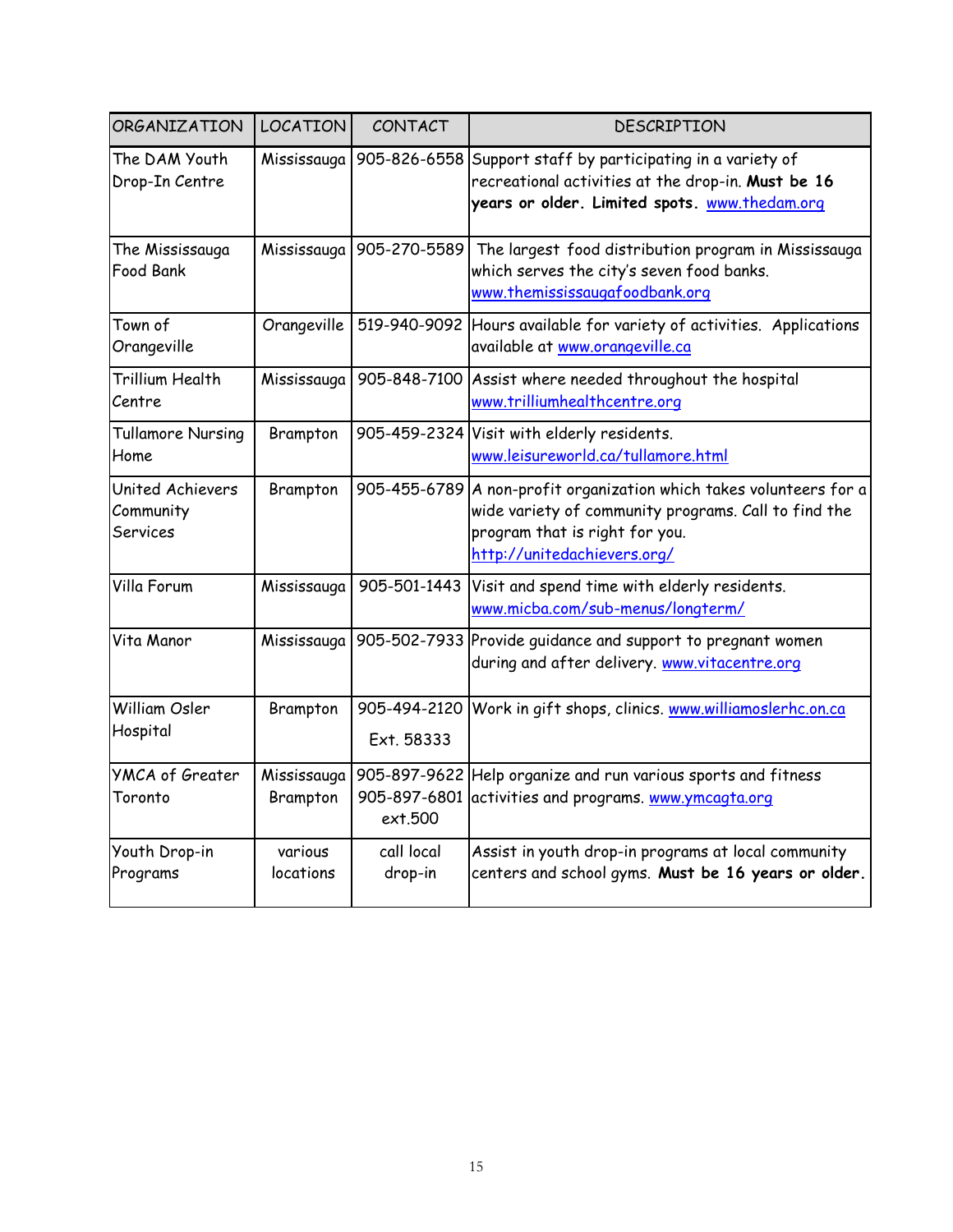| ORGANIZATION | LOCATION | CONTACT | DESCRIPTION |
|---|---|---|---|
| The DAM Youth Drop-In Centre | Mississauga | 905-826-6558 | Support staff by participating in a variety of recreational activities at the drop-in. **Must be 16 years or older. Limited spots.** www.thedam.org |
| The Mississauga Food Bank | Mississauga | 905-270-5589 | The largest food distribution program in Mississauga which serves the city's seven food banks. www.themississaugafoodbank.org |
| Town of Orangeville | Orangeville | 519-940-9092 | Hours available for variety of activities. Applications available at www.orangeville.ca |
| Trillium Health Centre | Mississauga | 905-848-7100 | Assist where needed throughout the hospital www.trilliumhealthcentre.org |
| Tullamore Nursing Home | Brampton | 905-459-2324 | Visit with elderly residents. www.leisureworld.ca/tullamore.html |
| United Achievers Community Services | Brampton | 905-455-6789 | A non-profit organization which takes volunteers for a wide variety of community programs. Call to find the program that is right for you. http://unitedachievers.org/ |
| Villa Forum | Mississauga | 905-501-1443 | Visit and spend time with elderly residents. www.micba.com/sub-menus/longterm/ |
| Vita Manor | Mississauga | 905-502-7933 | Provide guidance and support to pregnant women during and after delivery. www.vitacentre.org |
| William Osler Hospital | Brampton | 905-494-2120 Ext. 58333 | Work in gift shops, clinics. www.williamoslerhc.on.ca |
| YMCA of Greater Toronto | Mississauga Brampton | 905-897-9622 905-897-6801 ext.500 | Help organize and run various sports and fitness activities and programs. www.ymcagta.org |
| Youth Drop-in Programs | various locations | call local drop-in | Assist in youth drop-in programs at local community centers and school gyms. **Must be 16 years or older.** |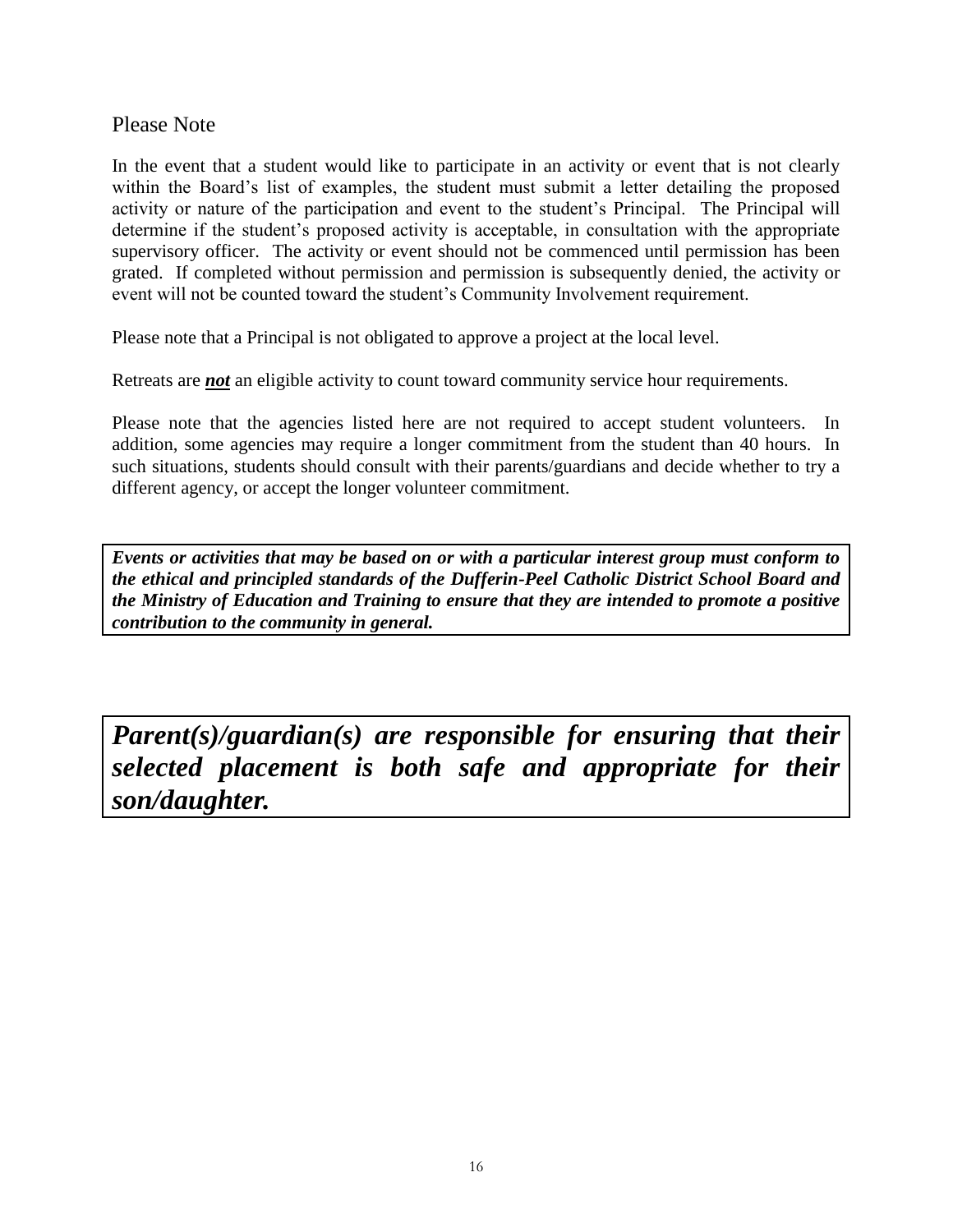## Please Note

In the event that a student would like to participate in an activity or event that is not clearly within the Board's list of examples, the student must submit a letter detailing the proposed activity or nature of the participation and event to the student's Principal. The Principal will determine if the student's proposed activity is acceptable, in consultation with the appropriate supervisory officer. The activity or event should not be commenced until permission has been grated. If completed without permission and permission is subsequently denied, the activity or event will not be counted toward the student's Community Involvement requirement.

Please note that a Principal is not obligated to approve a project at the local level.

Retreats are ***<u>not</u>*** an eligible activity to count toward community service hour requirements.

Please note that the agencies listed here are not required to accept student volunteers. In addition, some agencies may require a longer commitment from the student than 40 hours. In such situations, students should consult with their parents/guardians and decide whether to try a different agency, or accept the longer volunteer commitment.

***Events or activities that may be based on or with a particular interest group must conform to the ethical and principled standards of the Dufferin-Peel Catholic District School Board and the Ministry of Education and Training to ensure that they are intended to promote a positive contribution to the community in general.***

***Parent(s)/guardian(s) are responsible for ensuring that their selected placement is both safe and appropriate for their son/daughter.***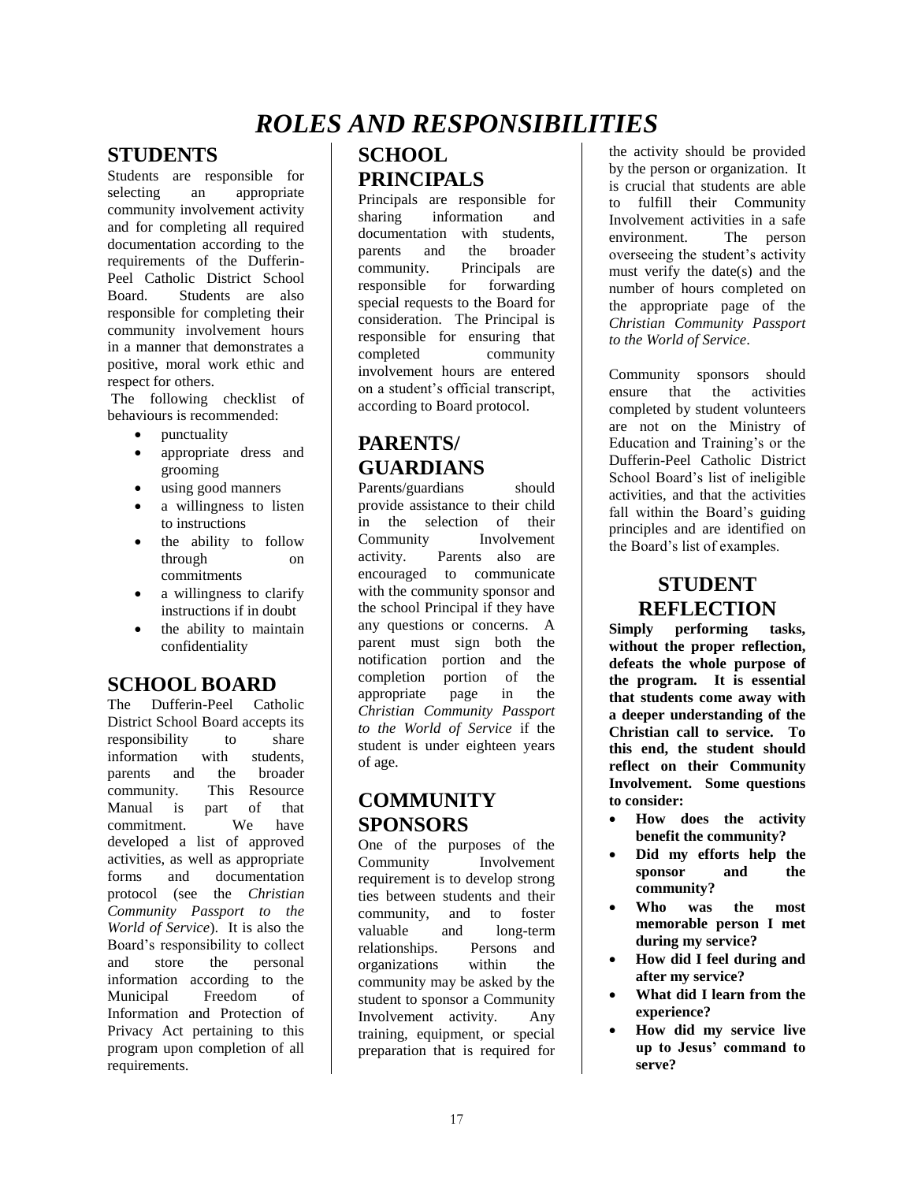# *ROLES AND RESPONSIBILITIES*

## STUDENTS

Students are responsible for selecting an appropriate community involvement activity and for completing all required documentation according to the requirements of the Dufferin-Peel Catholic District School Board. Students are also responsible for completing their community involvement hours in a manner that demonstrates a positive, moral work ethic and respect for others.

The following checklist of behaviours is recommended:

- punctuality
- appropriate dress and grooming
- using good manners
- a willingness to listen to instructions
- the ability to follow through on commitments
- a willingness to clarify instructions if in doubt
- the ability to maintain confidentiality

## SCHOOL BOARD

The Dufferin-Peel Catholic District School Board accepts its responsibility to share information with students, parents and the broader community. This Resource Manual is part of that commitment. We have developed a list of approved activities, as well as appropriate forms and documentation protocol (see the *Christian Community Passport to the World of Service*). It is also the Board's responsibility to collect and store the personal information according to the Municipal Freedom of Information and Protection of Privacy Act pertaining to this program upon completion of all requirements.

## SCHOOL PRINCIPALS

Principals are responsible for sharing information and documentation with students, parents and the broader community. Principals are responsible for forwarding special requests to the Board for consideration. The Principal is responsible for ensuring that completed community involvement hours are entered on a student's official transcript, according to Board protocol.

## PARENTS/ GUARDIANS

Parents/guardians should provide assistance to their child in the selection of their Community Involvement activity. Parents also are encouraged to communicate with the community sponsor and the school Principal if they have any questions or concerns. A parent must sign both the notification portion and the completion portion of the appropriate page in the *Christian Community Passport to the World of Service* if the student is under eighteen years of age.

## COMMUNITY SPONSORS

One of the purposes of the Community Involvement requirement is to develop strong ties between students and their community, and to foster valuable and long-term relationships. Persons and organizations within the community may be asked by the student to sponsor a Community Involvement activity. Any training, equipment, or special preparation that is required for the activity should be provided by the person or organization. It is crucial that students are able to fulfill their Community Involvement activities in a safe environment. The person overseeing the student's activity must verify the date(s) and the number of hours completed on the appropriate page of the *Christian Community Passport to the World of Service*.

Community sponsors should ensure that the activities completed by student volunteers are not on the Ministry of Education and Training's or the Dufferin-Peel Catholic District School Board's list of ineligible activities, and that the activities fall within the Board's guiding principles and are identified on the Board's list of examples.

## STUDENT REFLECTION

**Simply performing tasks, without the proper reflection, defeats the whole purpose of the program. It is essential that students come away with a deeper understanding of the Christian call to service. To this end, the student should reflect on their Community Involvement. Some questions to consider:**

- **How does the activity benefit the community?**
- **Did my efforts help the sponsor and the community?**
- **Who was the most memorable person I met during my service?**
- **How did I feel during and after my service?**
- **What did I learn from the experience?**
- **How did my service live up to Jesus' command to serve?**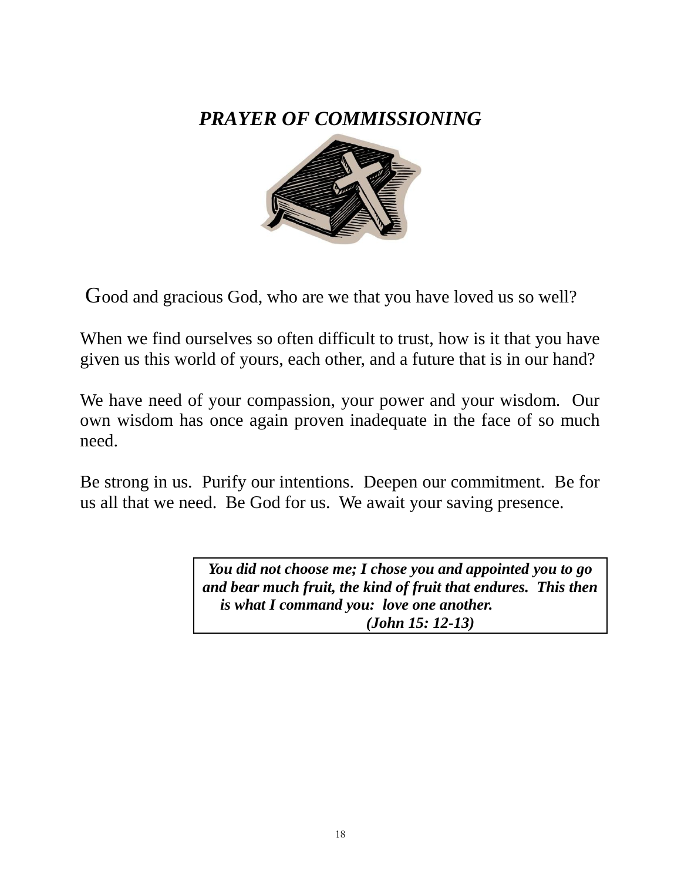## *PRAYER OF COMMISSIONING*

Good and gracious God, who are we that you have loved us so well?

When we find ourselves so often difficult to trust, how is it that you have given us this world of yours, each other, and a future that is in our hand?

We have need of your compassion, your power and your wisdom. Our own wisdom has once again proven inadequate in the face of so much need.

Be strong in us. Purify our intentions. Deepen our commitment. Be for us all that we need. Be God for us. We await your saving presence.

> ***You did not choose me; I chose you and appointed you to go and bear much fruit, the kind of fruit that endures. This then is what I command you: love one another.***
> ***(John 15: 12-13)***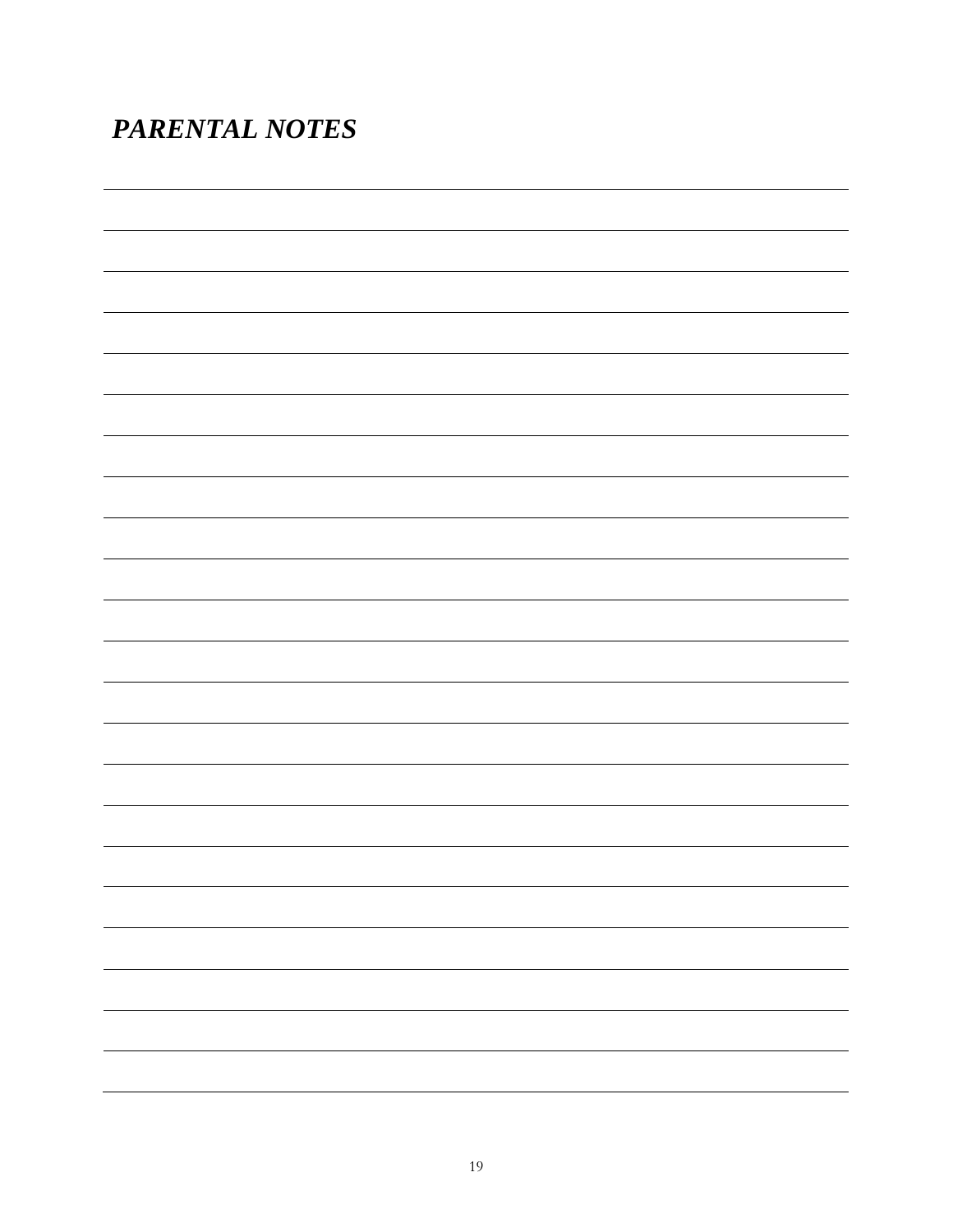## ***PARENTAL NOTES***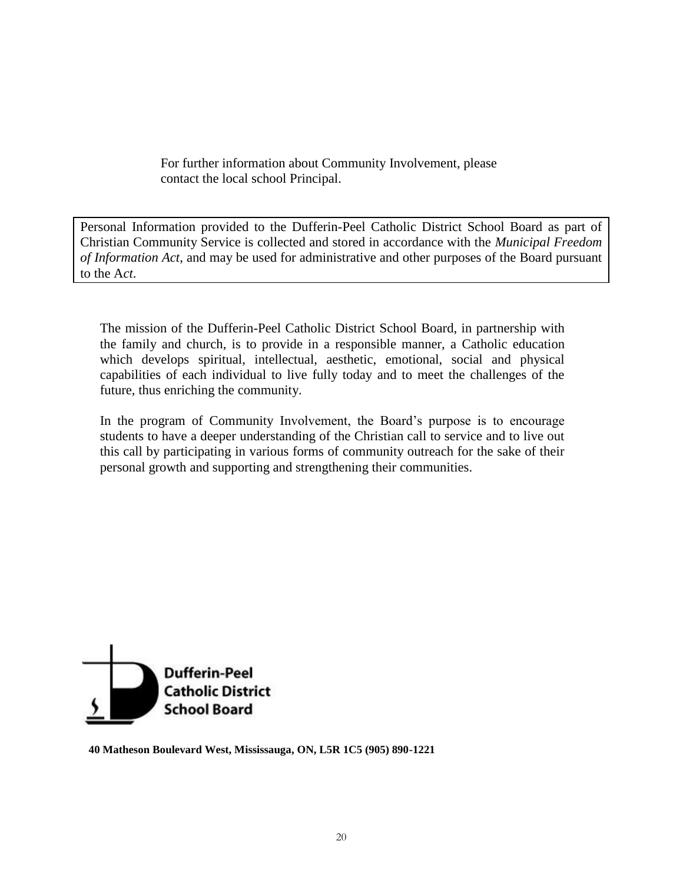For further information about Community Involvement, please contact the local school Principal.

Personal Information provided to the Dufferin-Peel Catholic District School Board as part of Christian Community Service is collected and stored in accordance with the *Municipal Freedom of Information Act*, and may be used for administrative and other purposes of the Board pursuant to the A*ct.*

The mission of the Dufferin-Peel Catholic District School Board, in partnership with the family and church, is to provide in a responsible manner, a Catholic education which develops spiritual, intellectual, aesthetic, emotional, social and physical capabilities of each individual to live fully today and to meet the challenges of the future, thus enriching the community.

In the program of Community Involvement, the Board's purpose is to encourage students to have a deeper understanding of the Christian call to service and to live out this call by participating in various forms of community outreach for the sake of their personal growth and supporting and strengthening their communities.

**Dufferin-Peel Catholic District School Board**

**40 Matheson Boulevard West, Mississauga, ON, L5R 1C5 (905) 890-1221**